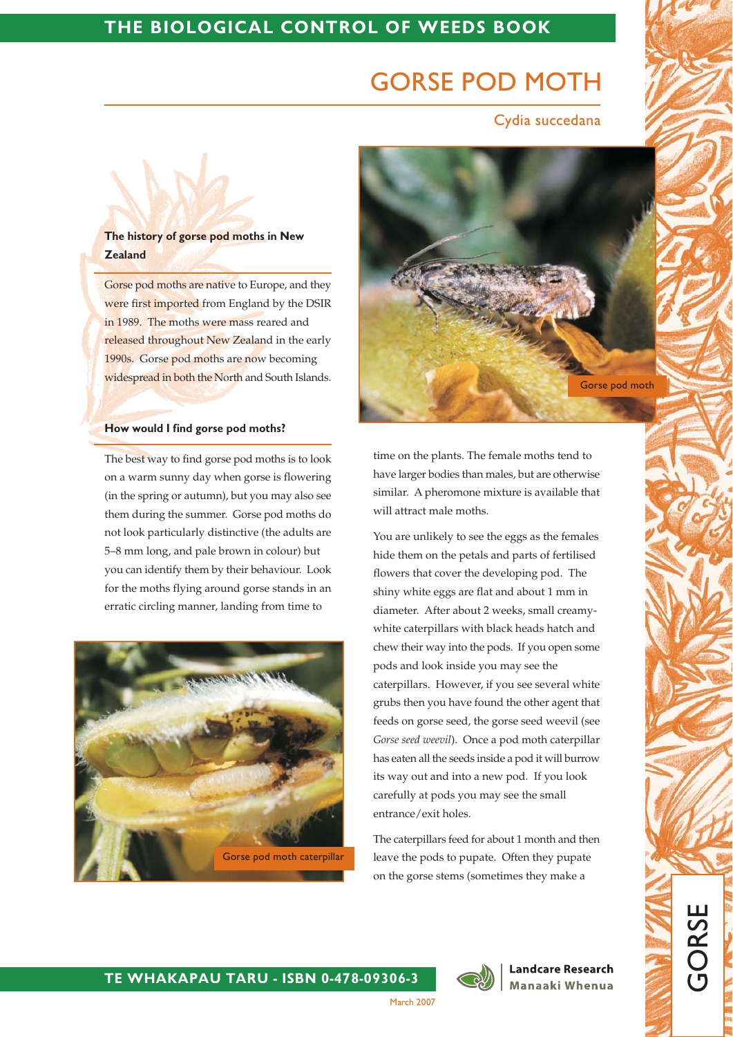# GORSE POD MOTH

*Cydia succedana*

## The history of gorse pod moths in New Zealand

Gorse pod moths are native to Europe, and they were first imported from England by the DSIR in 1989. The moths were mass reared and released throughout New Zealand in the early 1990s. Gorse pod moths are now becoming widespread in both the North and South Islands.

## How would I find gorse pod moths?

The best way to find gorse pod moths is to look on a warm sunny day when gorse is flowering (in the spring or autumn), but you may also see them during the summer. Gorse pod moths do not look particularly distinctive (the adults are 5–8 mm long, and pale brown in colour) but you can identify them by their behaviour. Look for the moths flying around gorse stands in an erratic circling manner, landing from time to time on the plants. The female moths tend to have larger bodies than males, but are otherwise similar. A pheromone mixture is available that will attract male moths.

Gorse pod moth

Gorse pod moth caterpillar

You are unlikely to see the eggs as the females hide them on the petals and parts of fertilised flowers that cover the developing pod. The shiny white eggs are flat and about 1 mm in diameter. After about 2 weeks, small creamy-white caterpillars with black heads hatch and chew their way into the pods. If you open some pods and look inside you may see the caterpillars. However, if you see several white grubs then you have found the other agent that feeds on gorse seed, the gorse seed weevil (see *Gorse seed weevil*). Once a pod moth caterpillar has eaten all the seeds inside a pod it will burrow its way out and into a new pod. If you look carefully at pods you may see the small entrance/exit holes.

The caterpillars feed for about 1 month and then leave the pods to pupate. Often they pupate on the gorse stems (sometimes they make a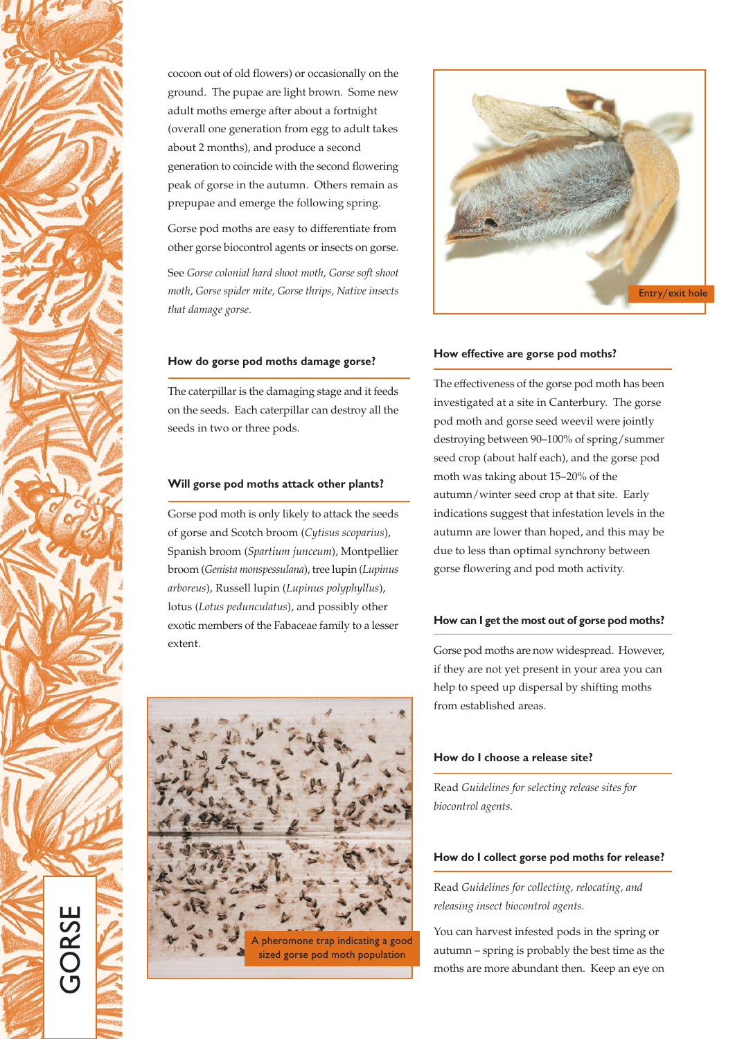cocoon out of old flowers) or occasionally on the ground. The pupae are light brown. Some new adult moths emerge after about a fortnight (overall one generation from egg to adult takes about 2 months), and produce a second generation to coincide with the second flowering peak of gorse in the autumn. Others remain as prepupae and emerge the following spring.

Gorse pod moths are easy to differentiate from other gorse biocontrol agents or insects on gorse.

See *Gorse colonial hard shoot moth, Gorse soft shoot moth, Gorse spider mite, Gorse thrips, Native insects that damage gorse.*

Entry/exit hole

### How do gorse pod moths damage gorse?

The caterpillar is the damaging stage and it feeds on the seeds. Each caterpillar can destroy all the seeds in two or three pods.

### Will gorse pod moths attack other plants?

Gorse pod moth is only likely to attack the seeds of gorse and Scotch broom (*Cytisus scoparius*), Spanish broom (*Spartium junceum*), Montpellier broom (*Genista monspessulana*), tree lupin (*Lupinus arboreus*), Russell lupin (*Lupinus polyphyllus*), lotus (*Lotus pedunculatus*), and possibly other exotic members of the Fabaceae family to a lesser extent.

A pheromone trap indicating a good sized gorse pod moth population

### How effective are gorse pod moths?

The effectiveness of the gorse pod moth has been investigated at a site in Canterbury. The gorse pod moth and gorse seed weevil were jointly destroying between 90–100% of spring/summer seed crop (about half each), and the gorse pod moth was taking about 15–20% of the autumn/winter seed crop at that site. Early indications suggest that infestation levels in the autumn are lower than hoped, and this may be due to less than optimal synchrony between gorse flowering and pod moth activity.

### How can I get the most out of gorse pod moths?

Gorse pod moths are now widespread. However, if they are not yet present in your area you can help to speed up dispersal by shifting moths from established areas.

### How do I choose a release site?

Read *Guidelines for selecting release sites for biocontrol agents.*

### How do I collect gorse pod moths for release?

Read *Guidelines for collecting, relocating, and releasing insect biocontrol agents.*

You can harvest infested pods in the spring or autumn – spring is probably the best time as the moths are more abundant then. Keep an eye on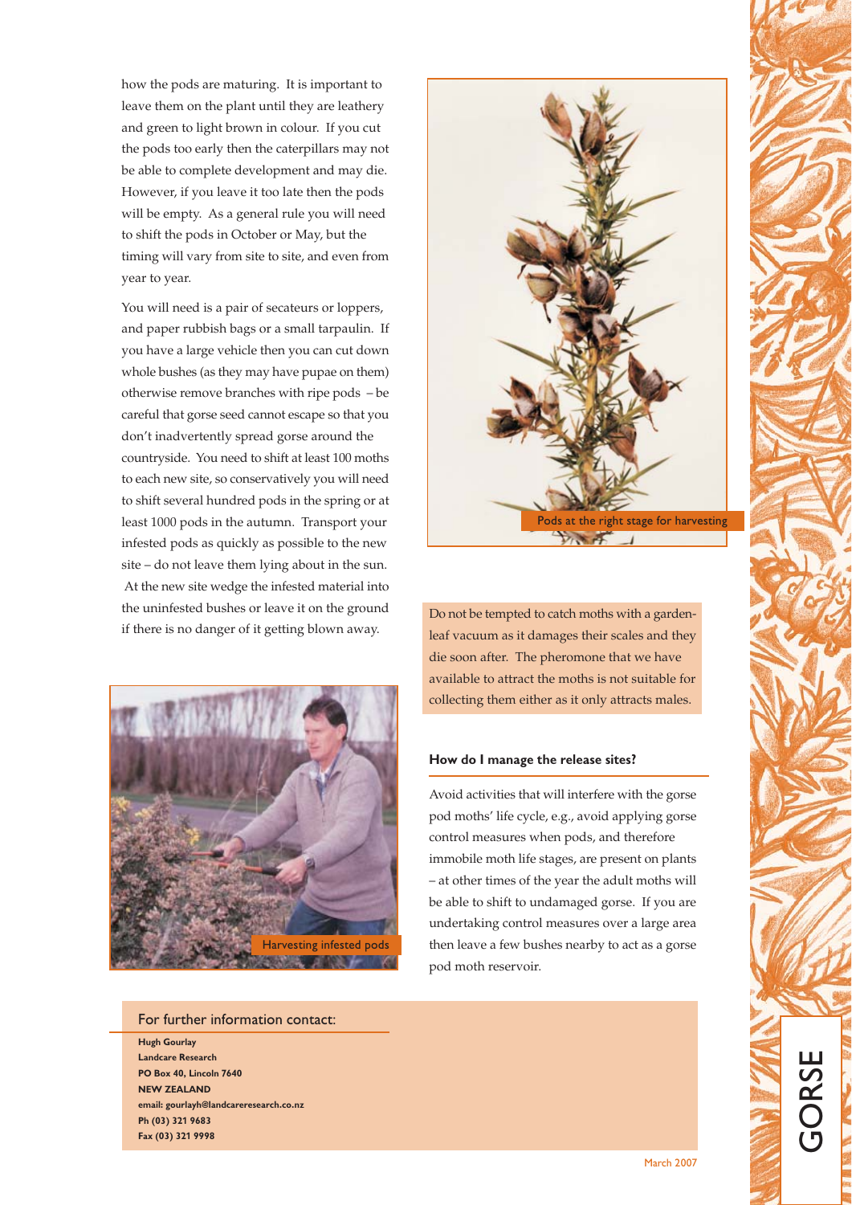how the pods are maturing. It is important to leave them on the plant until they are leathery and green to light brown in colour. If you cut the pods too early then the caterpillars may not be able to complete development and may die. However, if you leave it too late then the pods will be empty. As a general rule you will need to shift the pods in October or May, but the timing will vary from site to site, and even from year to year.

You will need is a pair of secateurs or loppers, and paper rubbish bags or a small tarpaulin. If you have a large vehicle then you can cut down whole bushes (as they may have pupae on them) otherwise remove branches with ripe pods – be careful that gorse seed cannot escape so that you don't inadvertently spread gorse around the countryside. You need to shift at least 100 moths to each new site, so conservatively you will need to shift several hundred pods in the spring or at least 1000 pods in the autumn. Transport your infested pods as quickly as possible to the new site – do not leave them lying about in the sun. At the new site wedge the infested material into the uninfested bushes or leave it on the ground if there is no danger of it getting blown away.

Harvesting infested pods

Pods at the right stage for harvesting

Do not be tempted to catch moths with a garden-leaf vacuum as it damages their scales and they die soon after. The pheromone that we have available to attract the moths is not suitable for collecting them either as it only attracts males.

#### How do I manage the release sites?

Avoid activities that will interfere with the gorse pod moths' life cycle, e.g., avoid applying gorse control measures when pods, and therefore immobile moth life stages, are present on plants – at other times of the year the adult moths will be able to shift to undamaged gorse. If you are undertaking control measures over a large area then leave a few bushes nearby to act as a gorse pod moth reservoir.

For further information contact:

**Hugh Gourlay**
**Landcare Research**
**PO Box 40, Lincoln 7640**
**NEW ZEALAND**
**email: gourlayh@landcareresearch.co.nz**
**Ph (03) 321 9683**
**Fax (03) 321 9998**

March 2007

GORSE